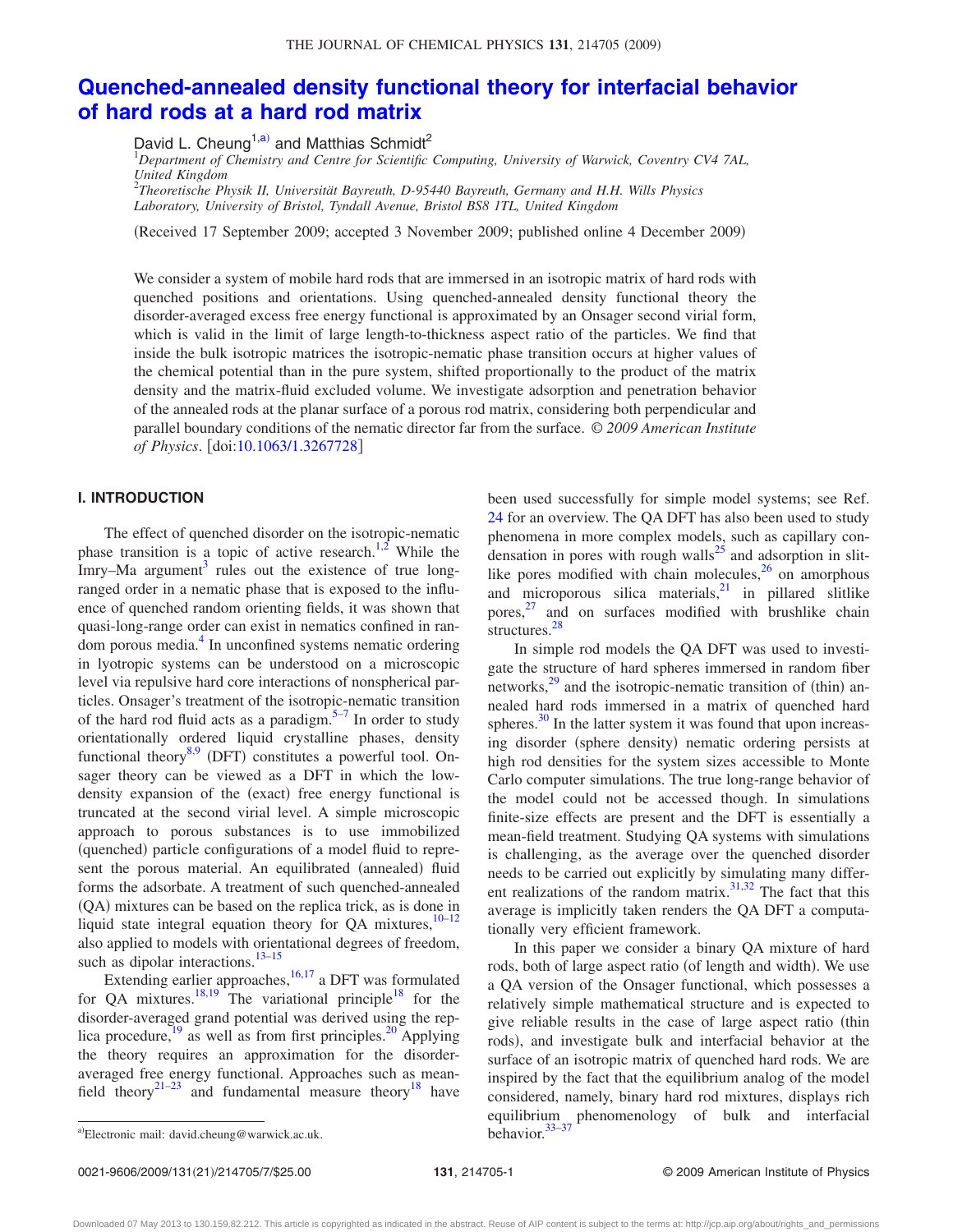# Quenched-annealed density functional theory for interfacial behavior of hard rods at a hard rod matrix

David L. Cheung[1,a)] and Matthias Schmidt[2]

[1]*Department of Chemistry and Centre for Scientific Computing, University of Warwick, Coventry CV4 7AL, United Kingdom*
[2]*Theoretische Physik II, Universität Bayreuth, D-95440 Bayreuth, Germany and H.H. Wills Physics Laboratory, University of Bristol, Tyndall Avenue, Bristol BS8 1TL, United Kingdom*

(Received 17 September 2009; accepted 3 November 2009; published online 4 December 2009)

We consider a system of mobile hard rods that are immersed in an isotropic matrix of hard rods with quenched positions and orientations. Using quenched-annealed density functional theory the disorder-averaged excess free energy functional is approximated by an Onsager second virial form, which is valid in the limit of large length-to-thickness aspect ratio of the particles. We find that inside the bulk isotropic matrices the isotropic-nematic phase transition occurs at higher values of the chemical potential than in the pure system, shifted proportionally to the product of the matrix density and the matrix-fluid excluded volume. We investigate adsorption and penetration behavior of the annealed rods at the planar surface of a porous rod matrix, considering both perpendicular and parallel boundary conditions of the nematic director far from the surface. *© 2009 American Institute of Physics*. [doi:10.1063/1.3267728]

## I. INTRODUCTION

The effect of quenched disorder on the isotropic-nematic phase transition is a topic of active research.[1,2] While the Imry–Ma argument[3] rules out the existence of true long-ranged order in a nematic phase that is exposed to the influence of quenched random orienting fields, it was shown that quasi-long-range order can exist in nematics confined in random porous media.[4] In unconfined systems nematic ordering in lyotropic systems can be understood on a microscopic level via repulsive hard core interactions of nonspherical particles. Onsager's treatment of the isotropic-nematic transition of the hard rod fluid acts as a paradigm.[5–7] In order to study orientationally ordered liquid crystalline phases, density functional theory[8,9] (DFT) constitutes a powerful tool. Onsager theory can be viewed as a DFT in which the low-density expansion of the (exact) free energy functional is truncated at the second virial level. A simple microscopic approach to porous substances is to use immobilized (quenched) particle configurations of a model fluid to represent the porous material. An equilibrated (annealed) fluid forms the adsorbate. A treatment of such quenched-annealed (QA) mixtures can be based on the replica trick, as is done in liquid state integral equation theory for QA mixtures,[10–12] also applied to models with orientational degrees of freedom, such as dipolar interactions.[13–15]

Extending earlier approaches,[16,17] a DFT was formulated for QA mixtures.[18,19] The variational principle[18] for the disorder-averaged grand potential was derived using the replica procedure,[19] as well as from first principles.[20] Applying the theory requires an approximation for the disorder-averaged free energy functional. Approaches such as mean-field theory[21–23] and fundamental measure theory[18] have been used successfully for simple model systems; see Ref. 24 for an overview. The QA DFT has also been used to study phenomena in more complex models, such as capillary condensation in pores with rough walls[25] and adsorption in slitlike pores modified with chain molecules,[26] on amorphous and microporous silica materials,[21] in pillared slitlike pores,[27] and on surfaces modified with brushlike chain structures.[28]

In simple rod models the QA DFT was used to investigate the structure of hard spheres immersed in random fiber networks,[29] and the isotropic-nematic transition of (thin) annealed hard rods immersed in a matrix of quenched hard spheres.[30] In the latter system it was found that upon increasing disorder (sphere density) nematic ordering persists at high rod densities for the system sizes accessible to Monte Carlo computer simulations. The true long-range behavior of the model could not be accessed though. In simulations finite-size effects are present and the DFT is essentially a mean-field treatment. Studying QA systems with simulations is challenging, as the average over the quenched disorder needs to be carried out explicitly by simulating many different realizations of the random matrix.[31,32] The fact that this average is implicitly taken renders the QA DFT a computationally very efficient framework.

In this paper we consider a binary QA mixture of hard rods, both of large aspect ratio (of length and width). We use a QA version of the Onsager functional, which possesses a relatively simple mathematical structure and is expected to give reliable results in the case of large aspect ratio (thin rods), and investigate bulk and interfacial behavior at the surface of an isotropic matrix of quenched hard rods. We are inspired by the fact that the equilibrium analog of the model considered, namely, binary hard rod mixtures, displays rich equilibrium phenomenology of bulk and interfacial behavior.[33–37]

a)Electronic mail: david.cheung@warwick.ac.uk.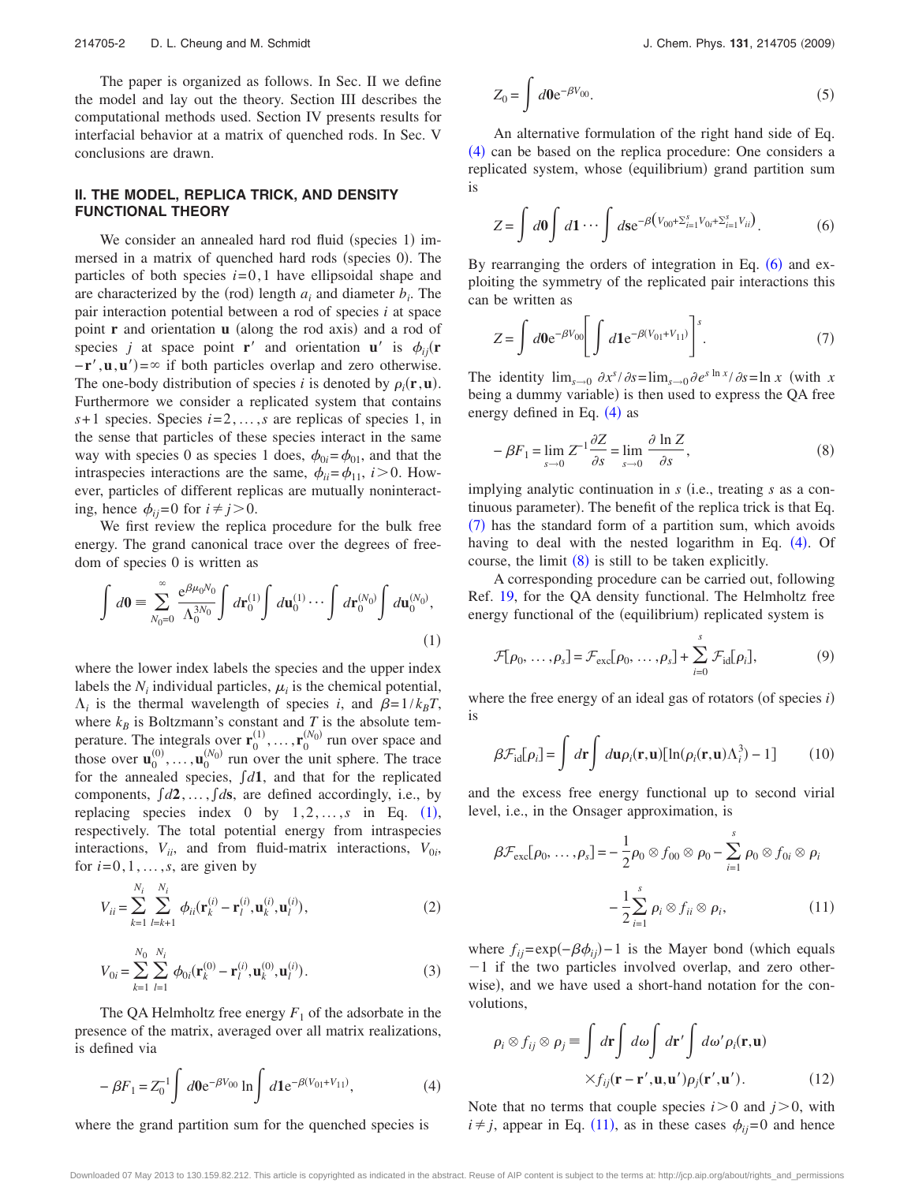The paper is organized as follows. In Sec. II we define the model and lay out the theory. Section III describes the computational methods used. Section IV presents results for interfacial behavior at a matrix of quenched rods. In Sec. V conclusions are drawn.

## II. THE MODEL, REPLICA TRICK, AND DENSITY FUNCTIONAL THEORY

We consider an annealed hard rod fluid (species 1) immersed in a matrix of quenched hard rods (species 0). The particles of both species $i=0,1$ have ellipsoidal shape and are characterized by the (rod) length $a_i$ and diameter $b_i$. The pair interaction potential between a rod of species $i$ at space point $\mathbf{r}$ and orientation $\mathbf{u}$ (along the rod axis) and a rod of species $j$ at space point $\mathbf{r}'$ and orientation $\mathbf{u}'$ is $\phi_{ij}(\mathbf{r}-\mathbf{r}',\mathbf{u},\mathbf{u}')=\infty$ if both particles overlap and zero otherwise. The one-body distribution of species $i$ is denoted by $\rho_i(\mathbf{r},\mathbf{u})$. Furthermore we consider a replicated system that contains $s+1$ species. Species $i=2,\ldots,s$ are replicas of species 1, in the sense that particles of these species interact in the same way with species 0 as species 1 does, $\phi_{0i}=\phi_{01}$, and that the intraspecies interactions are the same, $\phi_{ii}=\phi_{11}$, $i>0$. However, particles of different replicas are mutually noninteracting, hence $\phi_{ij}=0$ for $i\neq j>0$.

We first review the replica procedure for the bulk free energy. The grand canonical trace over the degrees of freedom of species 0 is written as

$$\int d\mathbf{0} \equiv \sum_{N_0=0}^{\infty} \frac{e^{\beta\mu_0 N_0}}{\Lambda_0^{3N_0}} \int d\mathbf{r}_0^{(1)} \int d\mathbf{u}_0^{(1)} \cdots \int d\mathbf{r}_0^{(N_0)} \int d\mathbf{u}_0^{(N_0)}, \tag{1}$$

where the lower index labels the species and the upper index labels the $N_i$ individual particles, $\mu_i$ is the chemical potential, $\Lambda_i$ is the thermal wavelength of species $i$, and $\beta=1/k_BT$, where $k_B$ is Boltzmann's constant and $T$ is the absolute temperature. The integrals over $\mathbf{r}_0^{(1)},\ldots,\mathbf{r}_0^{(N_0)}$ run over space and those over $\mathbf{u}_0^{(0)},\ldots,\mathbf{u}_0^{(N_0)}$ run over the unit sphere. The trace for the annealed species, $\int d\mathbf{1}$, and that for the replicated components, $\int d\mathbf{2},\ldots,\int d\mathbf{s}$, are defined accordingly, i.e., by replacing species index 0 by $1,2,\ldots,s$ in Eq. (1), respectively. The total potential energy from intraspecies interactions, $V_{ii}$, and from fluid-matrix interactions, $V_{0i}$, for $i=0,1,\ldots,s$, are given by

$$V_{ii} = \sum_{k=1}^{N_i} \sum_{l=k+1}^{N_i} \phi_{ii}(\mathbf{r}_k^{(i)}-\mathbf{r}_l^{(i)},\mathbf{u}_k^{(i)},\mathbf{u}_l^{(i)}), \tag{2}$$

$$V_{0i} = \sum_{k=1}^{N_0} \sum_{l=1}^{N_i} \phi_{0i}(\mathbf{r}_k^{(0)}-\mathbf{r}_l^{(i)},\mathbf{u}_k^{(0)},\mathbf{u}_l^{(i)}). \tag{3}$$

The QA Helmholtz free energy $F_1$ of the adsorbate in the presence of the matrix, averaged over all matrix realizations, is defined via

$$-\beta F_1 = Z_0^{-1} \int d\mathbf{0}\, e^{-\beta V_{00}} \ln \int d\mathbf{1}\, e^{-\beta(V_{01}+V_{11})}, \tag{4}$$

where the grand partition sum for the quenched species is

$$Z_0 = \int d\mathbf{0}\, e^{-\beta V_{00}}. \tag{5}$$

An alternative formulation of the right hand side of Eq. (4) can be based on the replica procedure: One considers a replicated system, whose (equilibrium) grand partition sum is

$$Z = \int d\mathbf{0} \int d\mathbf{1} \cdots \int d\mathbf{s}\, e^{-\beta\left(V_{00}+\sum_{i=1}^{s} V_{0i}+\sum_{i=1}^{s} V_{ii}\right)}. \tag{6}$$

By rearranging the orders of integration in Eq. (6) and exploiting the symmetry of the replicated pair interactions this can be written as

$$Z = \int d\mathbf{0}\, e^{-\beta V_{00}} \left[ \int d\mathbf{1}\, e^{-\beta(V_{01}+V_{11})} \right]^s. \tag{7}$$

The identity $\lim_{s\to 0} \partial x^s/\partial s = \lim_{s\to 0} \partial e^{s \ln x}/\partial s = \ln x$ (with $x$ being a dummy variable) is then used to express the QA free energy defined in Eq. (4) as

$$-\beta F_1 = \lim_{s\to 0} Z^{-1} \frac{\partial Z}{\partial s} = \lim_{s\to 0} \frac{\partial \ln Z}{\partial s}, \tag{8}$$

implying analytic continuation in $s$ (i.e., treating $s$ as a continuous parameter). The benefit of the replica trick is that Eq. (7) has the standard form of a partition sum, which avoids having to deal with the nested logarithm in Eq. (4). Of course, the limit (8) is still to be taken explicitly.

A corresponding procedure can be carried out, following Ref. 19, for the QA density functional. The Helmholtz free energy functional of the (equilibrium) replicated system is

$$\mathcal{F}[\rho_0,\ldots,\rho_s] = \mathcal{F}_{\text{exc}}[\rho_0,\ldots,\rho_s] + \sum_{i=0}^{s} \mathcal{F}_{\text{id}}[\rho_i], \tag{9}$$

where the free energy of an ideal gas of rotators (of species $i$) is

$$\beta\mathcal{F}_{\text{id}}[\rho_i] = \int d\mathbf{r} \int d\mathbf{u}\, \rho_i(\mathbf{r},\mathbf{u})[\ln(\rho_i(\mathbf{r},\mathbf{u})\Lambda_i^3) - 1] \tag{10}$$

and the excess free energy functional up to second virial level, i.e., in the Onsager approximation, is

$$\beta\mathcal{F}_{\text{exc}}[\rho_0,\ldots,\rho_s] = -\frac{1}{2}\rho_0 \otimes f_{00} \otimes \rho_0 - \sum_{i=1}^{s} \rho_0 \otimes f_{0i} \otimes \rho_i - \frac{1}{2}\sum_{i=1}^{s} \rho_i \otimes f_{ii} \otimes \rho_i, \tag{11}$$

where $f_{ij}=\exp(-\beta\phi_{ij})-1$ is the Mayer bond (which equals $-1$ if the two particles involved overlap, and zero otherwise), and we have used a short-hand notation for the convolutions,

$$\rho_i \otimes f_{ij} \otimes \rho_j \equiv \int d\mathbf{r} \int d\omega \int d\mathbf{r}' \int d\omega' \rho_i(\mathbf{r},\mathbf{u}) \times f_{ij}(\mathbf{r}-\mathbf{r}',\mathbf{u},\mathbf{u}')\rho_j(\mathbf{r}',\mathbf{u}'). \tag{12}$$

Note that no terms that couple species $i>0$ and $j>0$, with $i\neq j$, appear in Eq. (11), as in these cases $\phi_{ij}=0$ and hence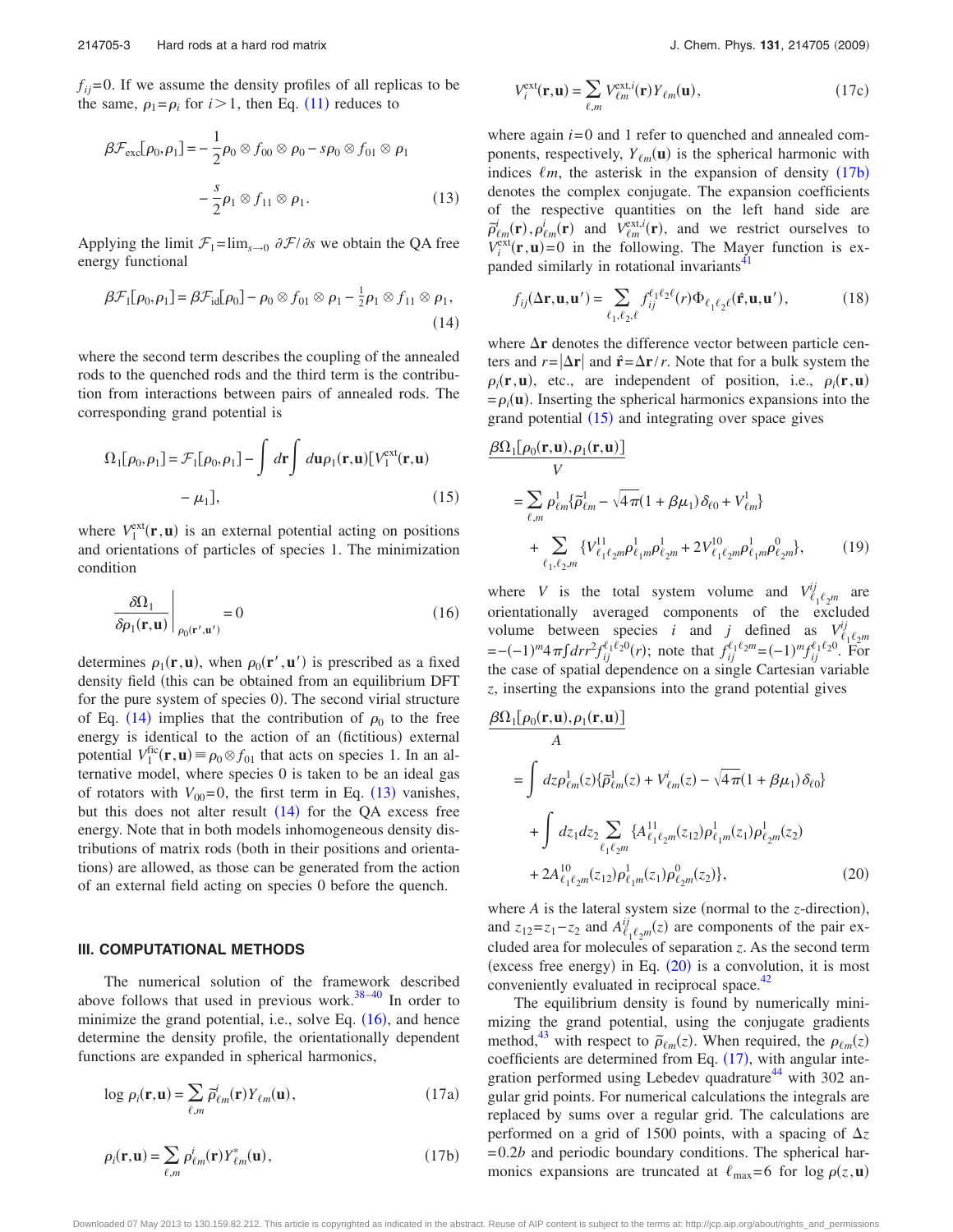$f_{ij}=0$. If we assume the density profiles of all replicas to be the same, $\rho_1=\rho_i$ for $i>1$, then Eq. (11) reduces to

$$\beta\mathcal{F}_{\text{exc}}[\rho_0,\rho_1] = -\frac{1}{2}\rho_0\otimes f_{00}\otimes\rho_0 - s\rho_0\otimes f_{01}\otimes\rho_1 - \frac{s}{2}\rho_1\otimes f_{11}\otimes\rho_1. \tag{13}$$

Applying the limit $\mathcal{F}_1=\lim_{s\to 0}\partial\mathcal{F}/\partial s$ we obtain the QA free energy functional

$$\beta\mathcal{F}_1[\rho_0,\rho_1] = \beta\mathcal{F}_{\text{id}}[\rho_0] - \rho_0\otimes f_{01}\otimes\rho_1 - \tfrac{1}{2}\rho_1\otimes f_{11}\otimes\rho_1, \tag{14}$$

where the second term describes the coupling of the annealed rods to the quenched rods and the third term is the contribution from interactions between pairs of annealed rods. The corresponding grand potential is

$$\Omega_1[\rho_0,\rho_1] = \mathcal{F}_1[\rho_0,\rho_1] - \int d\mathbf{r}\int d\mathbf{u}\,\rho_1(\mathbf{r},\mathbf{u})[V_1^{\text{ext}}(\mathbf{r},\mathbf{u}) - \mu_1], \tag{15}$$

where $V_1^{\text{ext}}(\mathbf{r},\mathbf{u})$ is an external potential acting on positions and orientations of particles of species 1. The minimization condition

$$\left.\frac{\delta\Omega_1}{\delta\rho_1(\mathbf{r},\mathbf{u})}\right|_{\rho_0(\mathbf{r}',\mathbf{u}')} = 0 \tag{16}$$

determines $\rho_1(\mathbf{r},\mathbf{u})$, when $\rho_0(\mathbf{r}',\mathbf{u}')$ is prescribed as a fixed density field (this can be obtained from an equilibrium DFT for the pure system of species 0). The second virial structure of Eq. (14) implies that the contribution of $\rho_0$ to the free energy is identical to the action of an (fictitious) external potential $V_1^{\text{fic}}(\mathbf{r},\mathbf{u})\equiv\rho_0\otimes f_{01}$ that acts on species 1. In an alternative model, where species 0 is taken to be an ideal gas of rotators with $V_{00}=0$, the first term in Eq. (13) vanishes, but this does not alter result (14) for the QA excess free energy. Note that in both models inhomogeneous density distributions of matrix rods (both in their positions and orientations) are allowed, as those can be generated from the action of an external field acting on species 0 before the quench.

## III. COMPUTATIONAL METHODS

The numerical solution of the framework described above follows that used in previous work.[38–40] In order to minimize the grand potential, i.e., solve Eq. (16), and hence determine the density profile, the orientationally dependent functions are expanded in spherical harmonics,

$$\log\rho_i(\mathbf{r},\mathbf{u}) = \sum_{\ell,m}\tilde{\rho}^i_{\ell m}(\mathbf{r})Y_{\ell m}(\mathbf{u}), \tag{17a}$$

$$\rho_i(\mathbf{r},\mathbf{u}) = \sum_{\ell,m}\rho^i_{\ell m}(\mathbf{r})Y^*_{\ell m}(\mathbf{u}), \tag{17b}$$

$$V_i^{\text{ext}}(\mathbf{r},\mathbf{u}) = \sum_{\ell,m}V^{\text{ext},i}_{\ell m}(\mathbf{r})Y_{\ell m}(\mathbf{u}), \tag{17c}$$

where again $i=0$ and 1 refer to quenched and annealed components, respectively, $Y_{\ell m}(\mathbf{u})$ is the spherical harmonic with indices $\ell m$, the asterisk in the expansion of density (17b) denotes the complex conjugate. The expansion coefficients of the respective quantities on the left hand side are $\tilde{\rho}^i_{\ell m}(\mathbf{r}),\rho^i_{\ell m}(\mathbf{r})$ and $V^{\text{ext},i}_{\ell m}(\mathbf{r})$, and we restrict ourselves to $V_i^{\text{ext}}(\mathbf{r},\mathbf{u})=0$ in the following. The Mayer function is expanded similarly in rotational invariants[41]

$$f_{ij}(\Delta\mathbf{r},\mathbf{u},\mathbf{u}') = \sum_{\ell_1,\ell_2,\ell}f_{ij}^{\ell_1\ell_2\ell}(r)\Phi_{\ell_1\ell_2\ell}(\hat{\mathbf{r}},\mathbf{u},\mathbf{u}'), \tag{18}$$

where $\Delta\mathbf{r}$ denotes the difference vector between particle centers and $r=|\Delta\mathbf{r}|$ and $\hat{\mathbf{r}}=\Delta\mathbf{r}/r$. Note that for a bulk system the $\rho_i(\mathbf{r},\mathbf{u})$, etc., are independent of position, i.e., $\rho_i(\mathbf{r},\mathbf{u})=\rho_i(\mathbf{u})$. Inserting the spherical harmonics expansions into the grand potential (15) and integrating over space gives

$$\frac{\beta\Omega_1[\rho_0(\mathbf{r},\mathbf{u}),\rho_1(\mathbf{r},\mathbf{u})]}{V} = \sum_{\ell,m}\rho^1_{\ell m}\{\tilde{\rho}^1_{\ell m} - \sqrt{4\pi}(1+\beta\mu_1)\delta_{\ell 0} + V^1_{\ell m}\} + \sum_{\ell_1,\ell_2,m}\{V^{11}_{\ell_1\ell_2 m}\rho^1_{\ell_1 m}\rho^1_{\ell_2 m} + 2V^{10}_{\ell_1\ell_2 m}\rho^1_{\ell_1 m}\rho^0_{\ell_2 m}\}, \tag{19}$$

where $V$ is the total system volume and $V^{ij}_{\ell_1\ell_2 m}$ are orientationally averaged components of the excluded volume between species $i$ and $j$ defined as $V^{ij}_{\ell_1\ell_2 m}=-(-1)^m 4\pi\int dr r^2 f_{ij}^{\ell_1\ell_2 0}(r)$; note that $f_{ij}^{\ell_1\ell_2 m}=(-1)^m f_{ij}^{\ell_1\ell_2 0}$. For the case of spatial dependence on a single Cartesian variable $z$, inserting the expansions into the grand potential gives

$$\frac{\beta\Omega_1[\rho_0(\mathbf{r},\mathbf{u}),\rho_1(\mathbf{r},\mathbf{u})]}{A} = \int dz\,\rho^1_{\ell m}(z)\{\tilde{\rho}^1_{\ell m}(z) + V^i_{\ell m}(z) - \sqrt{4\pi}(1+\beta\mu_1)\delta_{\ell 0}\} + \int dz_1 dz_2\sum_{\ell_1\ell_2 m}\{A^{11}_{\ell_1\ell_2 m}(z_{12})\rho^1_{\ell_1 m}(z_1)\rho^1_{\ell_2 m}(z_2) + 2A^{10}_{\ell_1\ell_2 m}(z_{12})\rho^1_{\ell_1 m}(z_1)\rho^0_{\ell_2 m}(z_2)\}, \tag{20}$$

where $A$ is the lateral system size (normal to the $z$-direction), and $z_{12}=z_1-z_2$ and $A^{ij}_{\ell_1\ell_2 m}(z)$ are components of the pair excluded area for molecules of separation $z$. As the second term (excess free energy) in Eq. (20) is a convolution, it is most conveniently evaluated in reciprocal space.[42]

The equilibrium density is found by numerically minimizing the grand potential, using the conjugate gradients method,[43] with respect to $\tilde{\rho}_{\ell m}(z)$. When required, the $\rho_{\ell m}(z)$ coefficients are determined from Eq. (17), with angular integration performed using Lebedev quadrature[44] with 302 angular grid points. For numerical calculations the integrals are replaced by sums over a regular grid. The calculations are performed on a grid of 1500 points, with a spacing of $\Delta z=0.2b$ and periodic boundary conditions. The spherical harmonics expansions are truncated at $\ell_{\max}=6$ for $\log\rho(z,\mathbf{u})$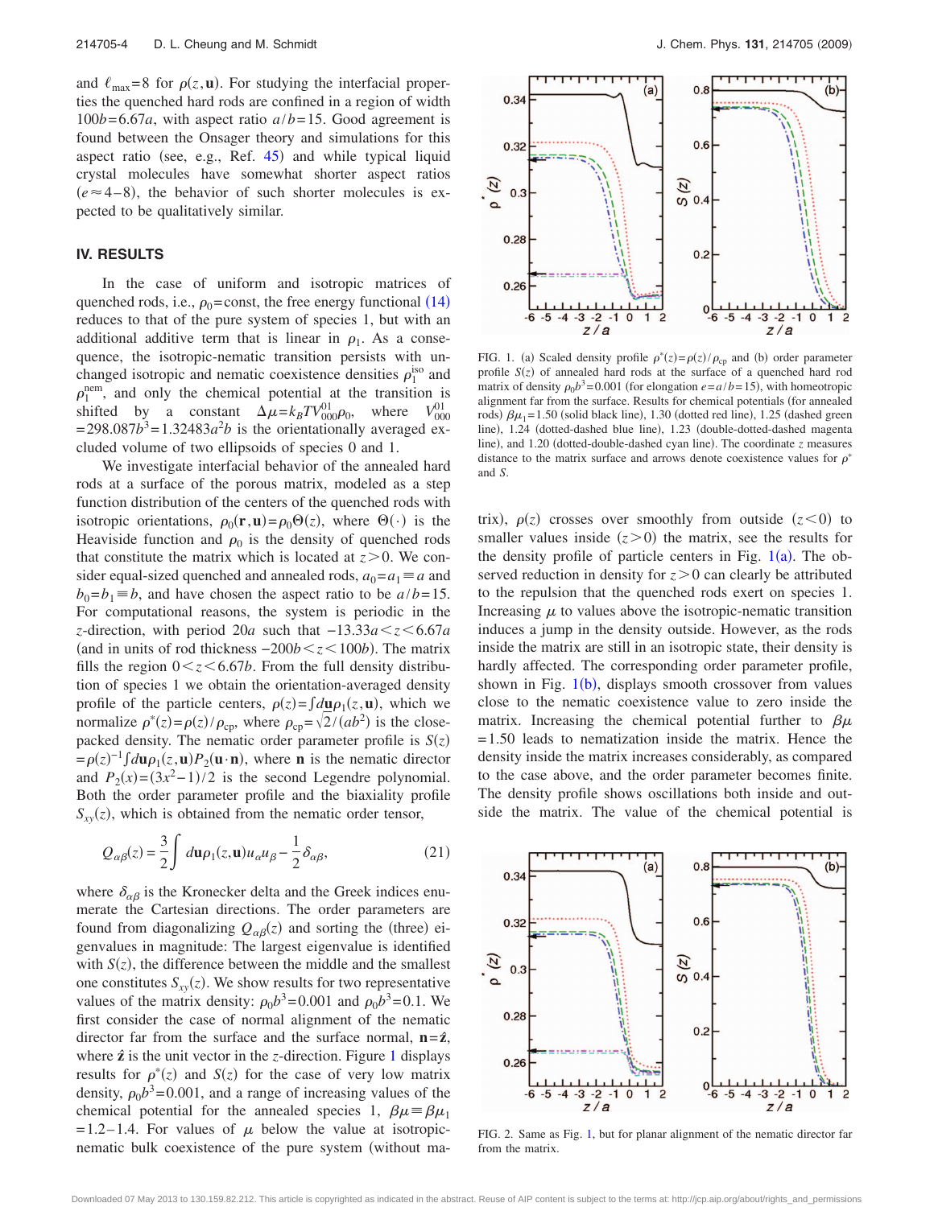and $\ell_{max}=8$ for $\rho(z,\mathbf{u})$. For studying the interfacial properties the quenched hard rods are confined in a region of width $100b=6.67a$, with aspect ratio $a/b=15$. Good agreement is found between the Onsager theory and simulations for this aspect ratio (see, e.g., Ref. 45) and while typical liquid crystal molecules have somewhat shorter aspect ratios ($e\approx 4$–8), the behavior of such shorter molecules is expected to be qualitatively similar.

## IV. RESULTS

In the case of uniform and isotropic matrices of quenched rods, i.e., $\rho_0$=const, the free energy functional (14) reduces to that of the pure system of species 1, but with an additional additive term that is linear in $\rho_1$. As a consequence, the isotropic-nematic transition persists with unchanged isotropic and nematic coexistence densities $\rho_1^{\text{iso}}$ and $\rho_1^{\text{nem}}$, and only the chemical potential at the transition is shifted by a constant $\Delta\mu=k_BTV_{000}^{01}\rho_0$, where $V_{000}^{01}=298.087b^3=1.32483a^2b$ is the orientationally averaged excluded volume of two ellipsoids of species 0 and 1.

We investigate interfacial behavior of the annealed hard rods at a surface of the porous matrix, modeled as a step function distribution of the centers of the quenched rods with isotropic orientations, $\rho_0(\mathbf{r},\mathbf{u})=\rho_0\Theta(z)$, where $\Theta(\cdot)$ is the Heaviside function and $\rho_0$ is the density of quenched rods that constitute the matrix which is located at $z>0$. We consider equal-sized quenched and annealed rods, $a_0=a_1\equiv a$ and $b_0=b_1\equiv b$, and have chosen the aspect ratio to be $a/b=15$. For computational reasons, the system is periodic in the $z$-direction, with period $20a$ such that $-13.33a<z<6.67a$ (and in units of rod thickness $-200b<z<100b$). The matrix fills the region $0<z<6.67b$. From the full density distribution of species 1 we obtain the orientation-averaged density profile of the particle centers, $\rho(z)=\int d\mathbf{u}\rho_1(z,\mathbf{u})$, which we normalize $\rho^*(z)=\rho(z)/\rho_{cp}$, where $\rho_{cp}=\sqrt{2}/(ab^2)$ is the close-packed density. The nematic order parameter profile is $S(z)=\rho(z)^{-1}\int d\mathbf{u}\rho_1(z,\mathbf{u})P_2(\mathbf{u}\cdot\mathbf{n})$, where $\mathbf{n}$ is the nematic director and $P_2(x)=(3x^2-1)/2$ is the second Legendre polynomial. Both the order parameter profile and the biaxiality profile $S_{xy}(z)$, which is obtained from the nematic order tensor,

$$Q_{\alpha\beta}(z)=\frac{3}{2}\int d\mathbf{u}\rho_1(z,\mathbf{u})u_\alpha u_\beta-\frac{1}{2}\delta_{\alpha\beta}, \tag{21}$$

where $\delta_{\alpha\beta}$ is the Kronecker delta and the Greek indices enumerate the Cartesian directions. The order parameters are found from diagonalizing $Q_{\alpha\beta}(z)$ and sorting the (three) eigenvalues in magnitude: The largest eigenvalue is identified with $S(z)$, the difference between the middle and the smallest one constitutes $S_{xy}(z)$. We show results for two representative values of the matrix density: $\rho_0b^3=0.001$ and $\rho_0b^3=0.1$. We first consider the case of normal alignment of the nematic director far from the surface and the surface normal, $\mathbf{n}=\hat{\mathbf{z}}$, where $\hat{\mathbf{z}}$ is the unit vector in the $z$-direction. Figure 1 displays results for $\rho^*(z)$ and $S(z)$ for the case of very low matrix density, $\rho_0b^3=0.001$, and a range of increasing values of the chemical potential for the annealed species 1, $\beta\mu\equiv\beta\mu_1=1.2$–1.4. For values of $\mu$ below the value at isotropic-nematic bulk coexistence of the pure system (without matrix), $\rho(z)$ crosses over smoothly from outside ($z<0$) to smaller values inside ($z>0$) the matrix, see the results for the density profile of particle centers in Fig. 1(a). The observed reduction in density for $z>0$ can clearly be attributed to the repulsion that the quenched rods exert on species 1. Increasing $\mu$ to values above the isotropic-nematic transition induces a jump in the density outside. However, as the rods inside the matrix are still in an isotropic state, their density is hardly affected. The corresponding order parameter profile, shown in Fig. 1(b), displays smooth crossover from values close to the nematic coexistence value to zero inside the matrix. Increasing the chemical potential further to $\beta\mu=1.50$ leads to nematization inside the matrix. Hence the density inside the matrix increases considerably, as compared to the case above, and the order parameter becomes finite. The density profile shows oscillations both inside and outside the matrix. The value of the chemical potential is

FIG. 1. (a) Scaled density profile $\rho^*(z)=\rho(z)/\rho_{cp}$ and (b) order parameter profile $S(z)$ of annealed hard rods at the surface of a quenched hard rod matrix of density $\rho_0b^3=0.001$ (for elongation $e=a/b=15$), with homeotropic alignment far from the surface. Results for chemical potentials (for annealed rods) $\beta\mu_1=1.50$ (solid black line), 1.30 (dotted red line), 1.25 (dashed green line), 1.24 (dotted-dashed blue line), 1.23 (double-dotted-dashed magenta line), and 1.20 (dotted-double-dashed cyan line). The coordinate $z$ measures distance to the matrix surface and arrows denote coexistence values for $\rho^*$ and $S$.

FIG. 2. Same as Fig. 1, but for planar alignment of the nematic director far from the matrix.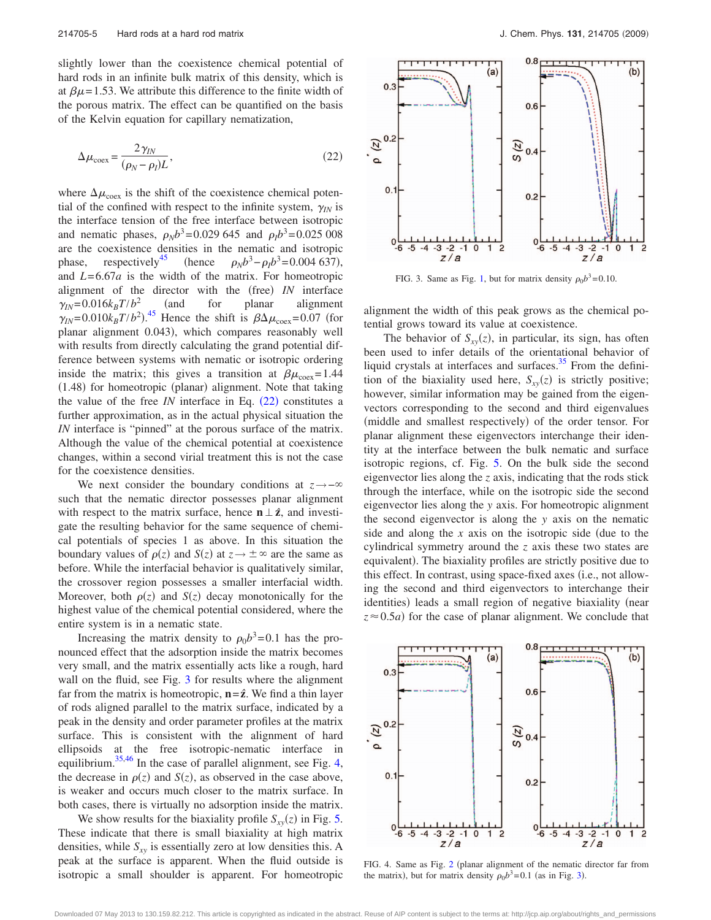slightly lower than the coexistence chemical potential of hard rods in an infinite bulk matrix of this density, which is at $\beta\mu=1.53$. We attribute this difference to the finite width of the porous matrix. The effect can be quantified on the basis of the Kelvin equation for capillary nematization,

$$\Delta\mu_{\mathrm{coex}} = \frac{2\gamma_{IN}}{(\rho_N - \rho_I)L}, \tag{22}$$

where $\Delta\mu_{\mathrm{coex}}$ is the shift of the coexistence chemical potential of the confined with respect to the infinite system, $\gamma_{IN}$ is the interface tension of the free interface between isotropic and nematic phases, $\rho_N b^3 = 0.029\,645$ and $\rho_I b^3 = 0.025\,008$ are the coexistence densities in the nematic and isotropic phase, respectively[45] (hence $\rho_N b^3 - \rho_I b^3 = 0.004\,637$), and $L=6.67a$ is the width of the matrix. For homeotropic alignment of the director with the (free) $IN$ interface $\gamma_{IN}=0.016 k_B T/b^2$ (and for planar alignment $\gamma_{IN}=0.010 k_B T/b^2$).[45] Hence the shift is $\beta\Delta\mu_{\mathrm{coex}}=0.07$ (for planar alignment 0.043), which compares reasonably well with results from directly calculating the grand potential difference between systems with nematic or isotropic ordering inside the matrix; this gives a transition at $\beta\mu_{\mathrm{coex}}=1.44$ (1.48) for homeotropic (planar) alignment. Note that taking the value of the free $IN$ interface in Eq. (22) constitutes a further approximation, as in the actual physical situation the $IN$ interface is "pinned" at the porous surface of the matrix. Although the value of the chemical potential at coexistence changes, within a second virial treatment this is not the case for the coexistence densities.

We next consider the boundary conditions at $z\to-\infty$ such that the nematic director possesses planar alignment with respect to the matrix surface, hence $\mathbf{n}\perp\hat{\mathbf{z}}$, and investigate the resulting behavior for the same sequence of chemical potentials of species 1 as above. In this situation the boundary values of $\rho(z)$ and $S(z)$ at $z\to\pm\infty$ are the same as before. While the interfacial behavior is qualitatively similar, the crossover region possesses a smaller interfacial width. Moreover, both $\rho(z)$ and $S(z)$ decay monotonically for the highest value of the chemical potential considered, where the entire system is in a nematic state.

Increasing the matrix density to $\rho_0 b^3=0.1$ has the pronounced effect that the adsorption inside the matrix becomes very small, and the matrix essentially acts like a rough, hard wall on the fluid, see Fig. 3 for results where the alignment far from the matrix is homeotropic, $\mathbf{n}=\hat{\mathbf{z}}$. We find a thin layer of rods aligned parallel to the matrix surface, indicated by a peak in the density and order parameter profiles at the matrix surface. This is consistent with the alignment of hard ellipsoids at the free isotropic-nematic interface in equilibrium.[35,46] In the case of parallel alignment, see Fig. 4, the decrease in $\rho(z)$ and $S(z)$, as observed in the case above, is weaker and occurs much closer to the matrix surface. In both cases, there is virtually no adsorption inside the matrix.

We show results for the biaxiality profile $S_{xy}(z)$ in Fig. 5. These indicate that there is small biaxiality at high matrix densities, while $S_{xy}$ is essentially zero at low densities. A peak at the surface is apparent. When the fluid outside is isotropic a small shoulder is apparent. For homeotropic alignment the width of this peak grows as the chemical potential grows toward its value at coexistence.

The behavior of $S_{xy}(z)$, in particular, its sign, has often been used to infer details of the orientational behavior of liquid crystals at interfaces and surfaces.[35] From the definition of the biaxiality used here, $S_{xy}(z)$ is strictly positive; however, similar information may be gained from the eigenvectors corresponding to the second and third eigenvalues (middle and smallest respectively) of the order tensor. For planar alignment these eigenvectors interchange their identity at the interface between the bulk nematic and surface isotropic regions, cf. Fig. 5. On the bulk side the second eigenvector lies along the $z$ axis, indicating that the rods stick through the interface, while on the isotropic side the second eigenvector lies along the $y$ axis. For homeotropic alignment the second eigenvector is along the $y$ axis on the nematic side and along the $x$ axis on the isotropic side (due to the cylindrical symmetry around the $z$ axis these two states are equivalent). The biaxiality profiles are strictly positive due to this effect. In contrast, using space-fixed axes (i.e., not allowing the second and third eigenvectors to interchange their identities) leads a small region of negative biaxiality (near $z\approx 0.5a$) for the case of planar alignment. We conclude that

FIG. 3. Same as Fig. 1, but for matrix density $\rho_0 b^3=0.10$.

FIG. 4. Same as Fig. 2 (planar alignment of the nematic director far from the matrix), but for matrix density $\rho_0 b^3=0.1$ (as in Fig. 3).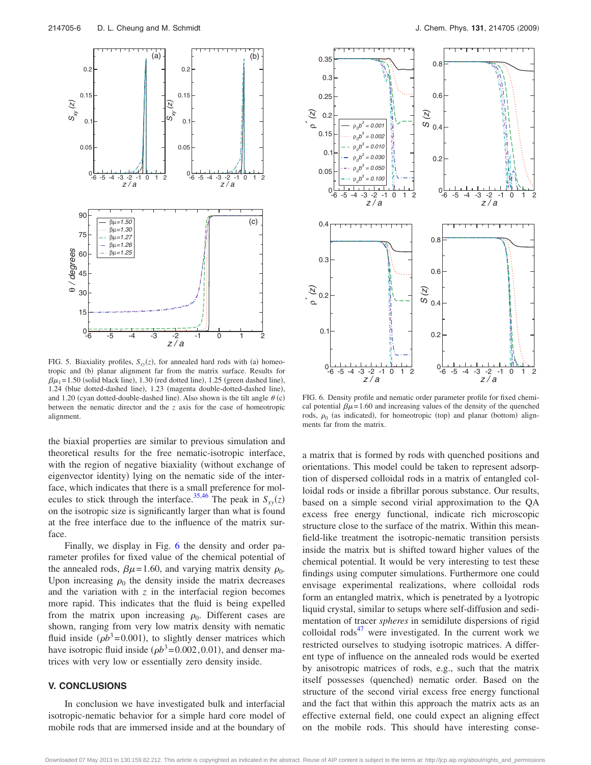FIG. 5. Biaxiality profiles, $S_{xy}(z)$, for annealed hard rods with (a) homeotropic and (b) planar alignment far from the matrix surface. Results for $\beta\mu_1=1.50$ (solid black line), 1.30 (red dotted line), 1.25 (green dashed line), 1.24 (blue dotted-dashed line), 1.23 (magenta double-dotted-dashed line), and 1.20 (cyan dotted-double-dashed line). Also shown is the tilt angle $\theta$ (c) between the nematic director and the $z$ axis for the case of homeotropic alignment.

FIG. 6. Density profile and nematic order parameter profile for fixed chemical potential $\beta\mu=1.60$ and increasing values of the density of the quenched rods, $\rho_0$ (as indicated), for homeotropic (top) and planar (bottom) alignments far from the matrix.

the biaxial properties are similar to previous simulation and theoretical results for the free nematic-isotropic interface, with the region of negative biaxiality (without exchange of eigenvector identity) lying on the nematic side of the interface, which indicates that there is a small preference for molecules to stick through the interface.[35,46] The peak in $S_{xy}(z)$ on the isotropic size is significantly larger than what is found at the free interface due to the influence of the matrix surface.

Finally, we display in Fig. 6 the density and order parameter profiles for fixed value of the chemical potential of the annealed rods, $\beta\mu=1.60$, and varying matrix density $\rho_0$. Upon increasing $\rho_0$ the density inside the matrix decreases and the variation with $z$ in the interfacial region becomes more rapid. This indicates that the fluid is being expelled from the matrix upon increasing $\rho_0$. Different cases are shown, ranging from very low matrix density with nematic fluid inside ($\rho b^3=0.001$), to slightly denser matrices which have isotropic fluid inside ($\rho b^3=0.002, 0.01$), and denser matrices with very low or essentially zero density inside.

## V. CONCLUSIONS

In conclusion we have investigated bulk and interfacial isotropic-nematic behavior for a simple hard core model of mobile rods that are immersed inside and at the boundary of a matrix that is formed by rods with quenched positions and orientations. This model could be taken to represent adsorption of dispersed colloidal rods in a matrix of entangled colloidal rods or inside a fibrillar porous substance. Our results, based on a simple second virial approximation to the QA excess free energy functional, indicate rich microscopic structure close to the surface of the matrix. Within this mean-field-like treatment the isotropic-nematic transition persists inside the matrix but is shifted toward higher values of the chemical potential. It would be very interesting to test these findings using computer simulations. Furthermore one could envisage experimental realizations, where colloidal rods form an entangled matrix, which is penetrated by a lyotropic liquid crystal, similar to setups where self-diffusion and sedimentation of tracer *spheres* in semidilute dispersions of rigid colloidal rods[47] were investigated. In the current work we restricted ourselves to studying isotropic matrices. A different type of influence on the annealed rods would be exerted by anisotropic matrices of rods, e.g., such that the matrix itself possesses (quenched) nematic order. Based on the structure of the second virial excess free energy functional and the fact that within this approach the matrix acts as an effective external field, one could expect an aligning effect on the mobile rods. This should have interesting conse-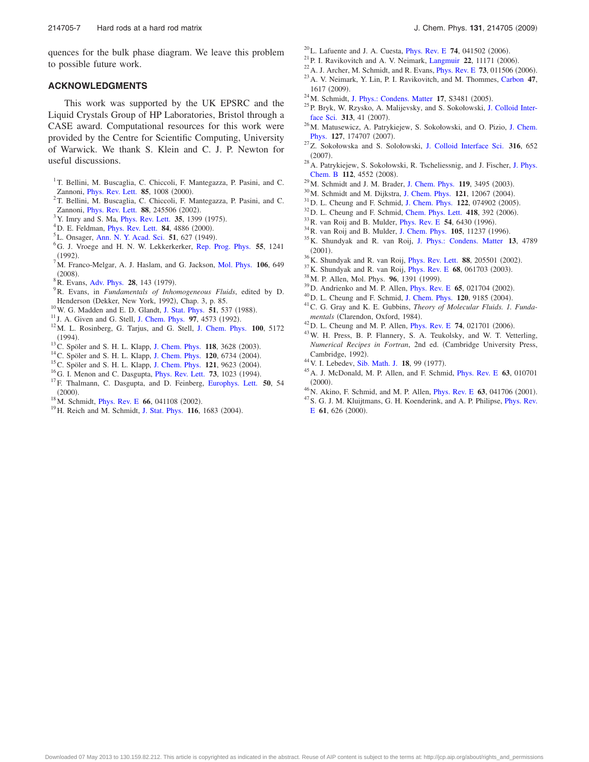quences for the bulk phase diagram. We leave this problem to possible future work.

## ACKNOWLEDGMENTS

This work was supported by the UK EPSRC and the Liquid Crystals Group of HP Laboratories, Bristol through a CASE award. Computational resources for this work were provided by the Centre for Scientific Computing, University of Warwick. We thank S. Klein and C. J. P. Newton for useful discussions.

[1] T. Bellini, M. Buscaglia, C. Chiccoli, F. Mantegazza, P. Pasini, and C. Zannoni, Phys. Rev. Lett. **85**, 1008 (2000).
[2] T. Bellini, M. Buscaglia, C. Chiccoli, F. Mantegazza, P. Pasini, and C. Zannoni, Phys. Rev. Lett. **88**, 245506 (2002).
[3] Y. Imry and S. Ma, Phys. Rev. Lett. **35**, 1399 (1975).
[4] D. E. Feldman, Phys. Rev. Lett. **84**, 4886 (2000).
[5] L. Onsager, Ann. N. Y. Acad. Sci. **51**, 627 (1949).
[6] G. J. Vroege and H. N. W. Lekkerkerker, Rep. Prog. Phys. **55**, 1241 (1992).
[7] M. Franco-Melgar, A. J. Haslam, and G. Jackson, Mol. Phys. **106**, 649 (2008).
[8] R. Evans, Adv. Phys. **28**, 143 (1979).
[9] R. Evans, in *Fundamentals of Inhomogeneous Fluids*, edited by D. Henderson (Dekker, New York, 1992), Chap. 3, p. 85.
[10] W. G. Madden and E. D. Glandt, J. Stat. Phys. **51**, 537 (1988).
[11] J. A. Given and G. Stell, J. Chem. Phys. **97**, 4573 (1992).
[12] M. L. Rosinberg, G. Tarjus, and G. Stell, J. Chem. Phys. **100**, 5172 (1994).
[13] C. Spöler and S. H. L. Klapp, J. Chem. Phys. **118**, 3628 (2003).
[14] C. Spöler and S. H. L. Klapp, J. Chem. Phys. **120**, 6734 (2004).
[15] C. Spöler and S. H. L. Klapp, J. Chem. Phys. **121**, 9623 (2004).
[16] G. I. Menon and C. Dasgupta, Phys. Rev. Lett. **73**, 1023 (1994).
[17] F. Thalmann, C. Dasgupta, and D. Feinberg, Europhys. Lett. **50**, 54 (2000).
[18] M. Schmidt, Phys. Rev. E **66**, 041108 (2002).
[19] H. Reich and M. Schmidt, J. Stat. Phys. **116**, 1683 (2004).
[20] L. Lafuente and J. A. Cuesta, Phys. Rev. E **74**, 041502 (2006).
[21] P. I. Ravikovitch and A. V. Neimark, Langmuir **22**, 11171 (2006).
[22] A. J. Archer, M. Schmidt, and R. Evans, Phys. Rev. E **73**, 011506 (2006).
[23] A. V. Neimark, Y. Lin, P. I. Ravikovitch, and M. Thommes, Carbon **47**, 1617 (2009).
[24] M. Schmidt, J. Phys.: Condens. Matter **17**, S3481 (2005).
[25] P. Bryk, W. Rzysko, A. Malijevsky, and S. Sokołowski, J. Colloid Interface Sci. **313**, 41 (2007).
[26] M. Matusewicz, A. Patrykiejew, S. Sokołowski, and O. Pizio, J. Chem. Phys. **127**, 174707 (2007).
[27] Z. Sokołowska and S. Solołowski, J. Colloid Interface Sci. **316**, 652 (2007).
[28] A. Patrykiejew, S. Sokołowski, R. Tscheliessnig, and J. Fischer, J. Phys. Chem. B **112**, 4552 (2008).
[29] M. Schmidt and J. M. Brader, J. Chem. Phys. **119**, 3495 (2003).
[30] M. Schmidt and M. Dijkstra, J. Chem. Phys. **121**, 12067 (2004).
[31] D. L. Cheung and F. Schmid, J. Chem. Phys. **122**, 074902 (2005).
[32] D. L. Cheung and F. Schmid, Chem. Phys. Lett. **418**, 392 (2006).
[33] R. van Roij and B. Mulder, Phys. Rev. E **54**, 6430 (1996).
[34] R. van Roij and B. Mulder, J. Chem. Phys. **105**, 11237 (1996).
[35] K. Shundyak and R. van Roij, J. Phys.: Condens. Matter **13**, 4789 (2001).
[36] K. Shundyak and R. van Roij, Phys. Rev. Lett. **88**, 205501 (2002).
[37] K. Shundyak and R. van Roij, Phys. Rev. E **68**, 061703 (2003).
[38] M. P. Allen, Mol. Phys. **96**, 1391 (1999).
[39] D. Andrienko and M. P. Allen, Phys. Rev. E **65**, 021704 (2002).
[40] D. L. Cheung and F. Schmid, J. Chem. Phys. **120**, 9185 (2004).
[41] C. G. Gray and K. E. Gubbins, *Theory of Molecular Fluids. 1. Fundamentals* (Clarendon, Oxford, 1984).
[42] D. L. Cheung and M. P. Allen, Phys. Rev. E **74**, 021701 (2006).
[43] W. H. Press, B. P. Flannery, S. A. Teukolsky, and W. T. Vetterling, *Numerical Recipes in Fortran*, 2nd ed. (Cambridge University Press, Cambridge, 1992).
[44] V. I. Lebedev, Sib. Math. J. **18**, 99 (1977).
[45] A. J. McDonald, M. P. Allen, and F. Schmid, Phys. Rev. E **63**, 010701 (2000).
[46] N. Akino, F. Schmid, and M. P. Allen, Phys. Rev. E **63**, 041706 (2001).
[47] S. G. J. M. Kluijtmans, G. H. Koenderink, and A. P. Philipse, Phys. Rev. E **61**, 626 (2000).